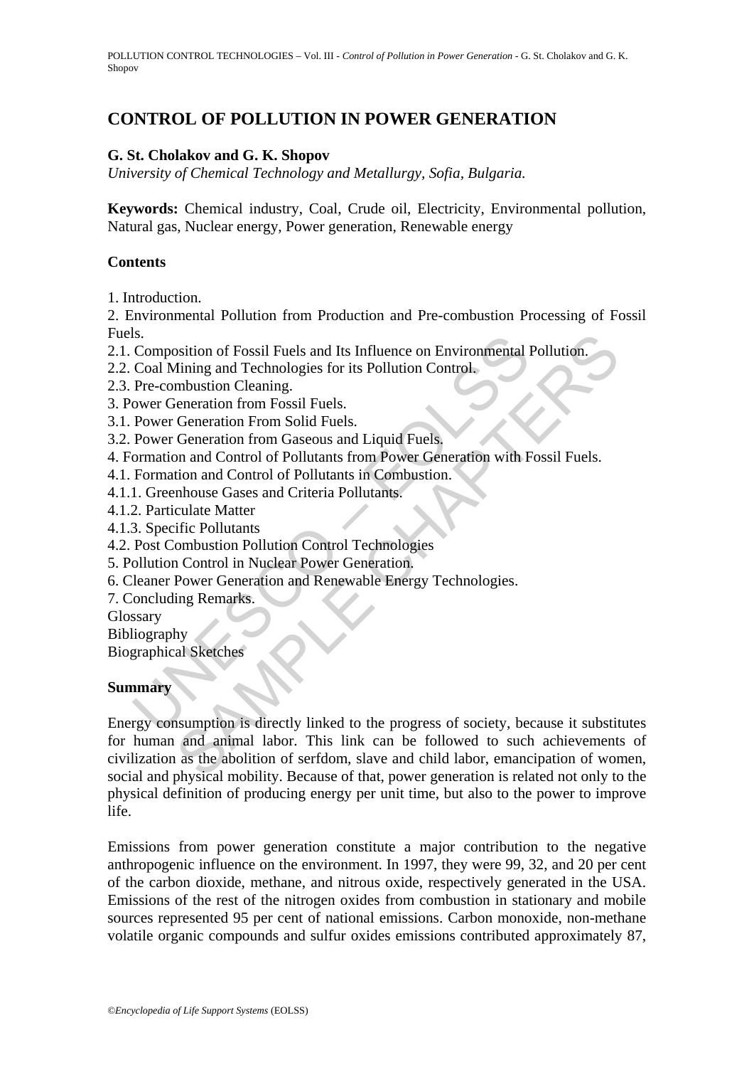# CONTROL OF POLLUTION IN POWER GENERATION

**G. St. Cholakov and G. K. Shopov**

*University of Chemical Technology and Metallurgy, Sofia, Bulgaria.*

**Keywords:** Chemical industry, Coal, Crude oil, Electricity, Environmental pollution, Natural gas, Nuclear energy, Power generation, Renewable energy

## Contents

1. Introduction.
2. Environmental Pollution from Production and Pre-combustion Processing of Fossil Fuels.
2.1. Composition of Fossil Fuels and Its Influence on Environmental Pollution.
2.2. Coal Mining and Technologies for its Pollution Control.
2.3. Pre-combustion Cleaning.
3. Power Generation from Fossil Fuels.
3.1. Power Generation From Solid Fuels.
3.2. Power Generation from Gaseous and Liquid Fuels.
4. Formation and Control of Pollutants from Power Generation with Fossil Fuels.
4.1. Formation and Control of Pollutants in Combustion.
4.1.1. Greenhouse Gases and Criteria Pollutants.
4.1.2. Particulate Matter
4.1.3. Specific Pollutants
4.2. Post Combustion Pollution Control Technologies
5. Pollution Control in Nuclear Power Generation.
6. Cleaner Power Generation and Renewable Energy Technologies.
7. Concluding Remarks.
Glossary
Bibliography
Biographical Sketches

## Summary

Energy consumption is directly linked to the progress of society, because it substitutes for human and animal labor. This link can be followed to such achievements of civilization as the abolition of serfdom, slave and child labor, emancipation of women, social and physical mobility. Because of that, power generation is related not only to the physical definition of producing energy per unit time, but also to the power to improve life.

Emissions from power generation constitute a major contribution to the negative anthropogenic influence on the environment. In 1997, they were 99, 32, and 20 per cent of the carbon dioxide, methane, and nitrous oxide, respectively generated in the USA. Emissions of the rest of the nitrogen oxides from combustion in stationary and mobile sources represented 95 per cent of national emissions. Carbon monoxide, non-methane volatile organic compounds and sulfur oxides emissions contributed approximately 87,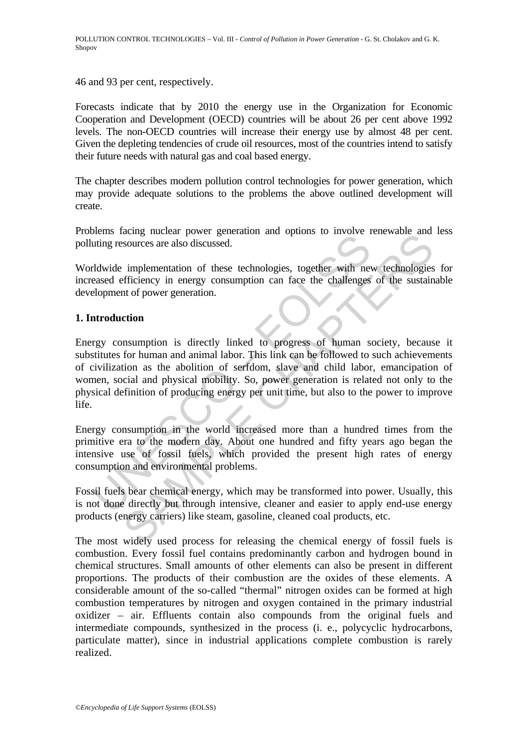46 and 93 per cent, respectively.

Forecasts indicate that by 2010 the energy use in the Organization for Economic Cooperation and Development (OECD) countries will be about 26 per cent above 1992 levels. The non-OECD countries will increase their energy use by almost 48 per cent. Given the depleting tendencies of crude oil resources, most of the countries intend to satisfy their future needs with natural gas and coal based energy.

The chapter describes modern pollution control technologies for power generation, which may provide adequate solutions to the problems the above outlined development will create.

Problems facing nuclear power generation and options to involve renewable and less polluting resources are also discussed.

Worldwide implementation of these technologies, together with new technologies for increased efficiency in energy consumption can face the challenges of the sustainable development of power generation.

## 1. Introduction

Energy consumption is directly linked to progress of human society, because it substitutes for human and animal labor. This link can be followed to such achievements of civilization as the abolition of serfdom, slave and child labor, emancipation of women, social and physical mobility. So, power generation is related not only to the physical definition of producing energy per unit time, but also to the power to improve life.

Energy consumption in the world increased more than a hundred times from the primitive era to the modern day. About one hundred and fifty years ago began the intensive use of fossil fuels, which provided the present high rates of energy consumption and environmental problems.

Fossil fuels bear chemical energy, which may be transformed into power. Usually, this is not done directly but through intensive, cleaner and easier to apply end-use energy products (energy carriers) like steam, gasoline, cleaned coal products, etc.

The most widely used process for releasing the chemical energy of fossil fuels is combustion. Every fossil fuel contains predominantly carbon and hydrogen bound in chemical structures. Small amounts of other elements can also be present in different proportions. The products of their combustion are the oxides of these elements. A considerable amount of the so-called "thermal" nitrogen oxides can be formed at high combustion temperatures by nitrogen and oxygen contained in the primary industrial oxidizer – air. Effluents contain also compounds from the original fuels and intermediate compounds, synthesized in the process (i. e., polycyclic hydrocarbons, particulate matter), since in industrial applications complete combustion is rarely realized.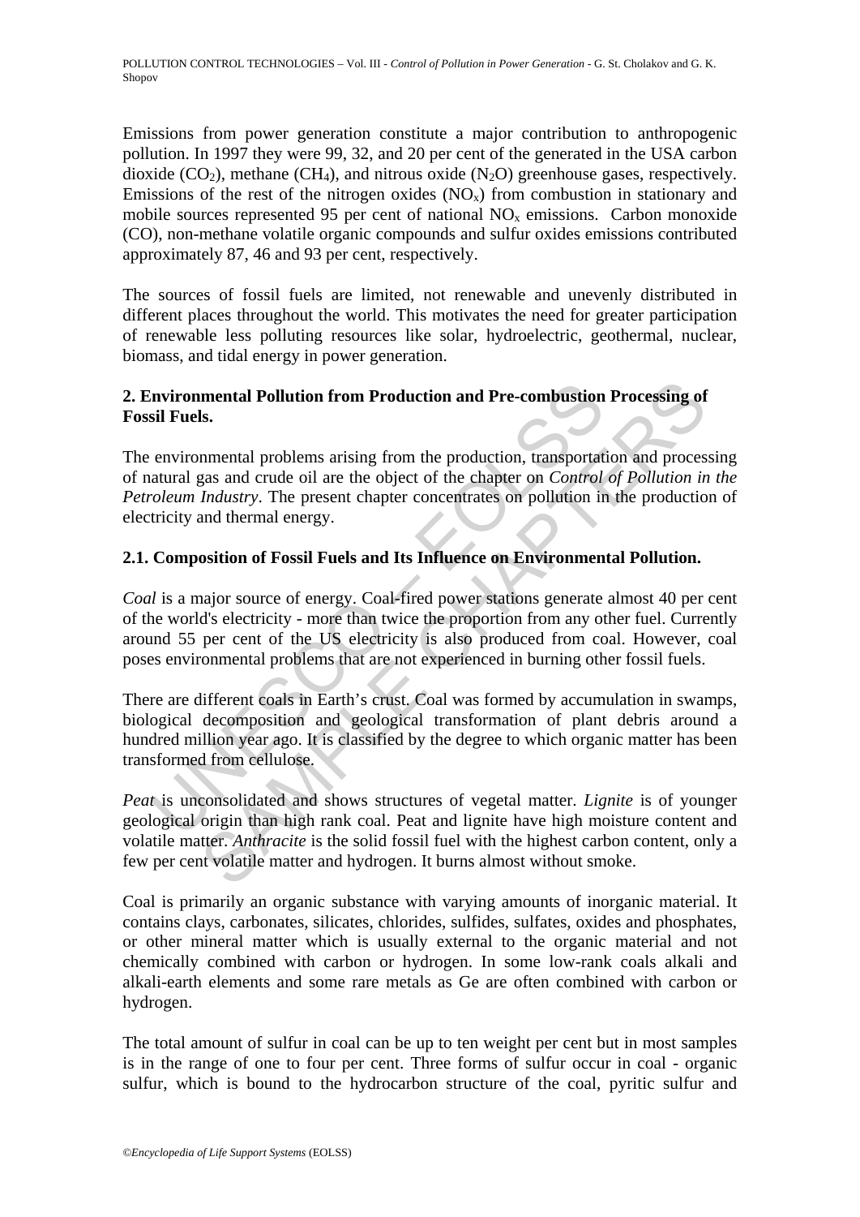Emissions from power generation constitute a major contribution to anthropogenic pollution. In 1997 they were 99, 32, and 20 per cent of the generated in the USA carbon dioxide ($CO_2$), methane ($CH_4$), and nitrous oxide ($N_2O$) greenhouse gases, respectively. Emissions of the rest of the nitrogen oxides ($NO_x$) from combustion in stationary and mobile sources represented 95 per cent of national $NO_x$ emissions. Carbon monoxide (CO), non-methane volatile organic compounds and sulfur oxides emissions contributed approximately 87, 46 and 93 per cent, respectively.

The sources of fossil fuels are limited, not renewable and unevenly distributed in different places throughout the world. This motivates the need for greater participation of renewable less polluting resources like solar, hydroelectric, geothermal, nuclear, biomass, and tidal energy in power generation.

## 2. Environmental Pollution from Production and Pre-combustion Processing of Fossil Fuels.

The environmental problems arising from the production, transportation and processing of natural gas and crude oil are the object of the chapter on *Control of Pollution in the Petroleum Industry*. The present chapter concentrates on pollution in the production of electricity and thermal energy.

### 2.1. Composition of Fossil Fuels and Its Influence on Environmental Pollution.

*Coal* is a major source of energy. Coal-fired power stations generate almost 40 per cent of the world's electricity - more than twice the proportion from any other fuel. Currently around 55 per cent of the US electricity is also produced from coal. However, coal poses environmental problems that are not experienced in burning other fossil fuels.

There are different coals in Earth's crust. Coal was formed by accumulation in swamps, biological decomposition and geological transformation of plant debris around a hundred million year ago. It is classified by the degree to which organic matter has been transformed from cellulose.

*Peat* is unconsolidated and shows structures of vegetal matter. *Lignite* is of younger geological origin than high rank coal. Peat and lignite have high moisture content and volatile matter. *Anthracite* is the solid fossil fuel with the highest carbon content, only a few per cent volatile matter and hydrogen. It burns almost without smoke.

Coal is primarily an organic substance with varying amounts of inorganic material. It contains clays, carbonates, silicates, chlorides, sulfides, sulfates, oxides and phosphates, or other mineral matter which is usually external to the organic material and not chemically combined with carbon or hydrogen. In some low-rank coals alkali and alkali-earth elements and some rare metals as Ge are often combined with carbon or hydrogen.

The total amount of sulfur in coal can be up to ten weight per cent but in most samples is in the range of one to four per cent. Three forms of sulfur occur in coal - organic sulfur, which is bound to the hydrocarbon structure of the coal, pyritic sulfur and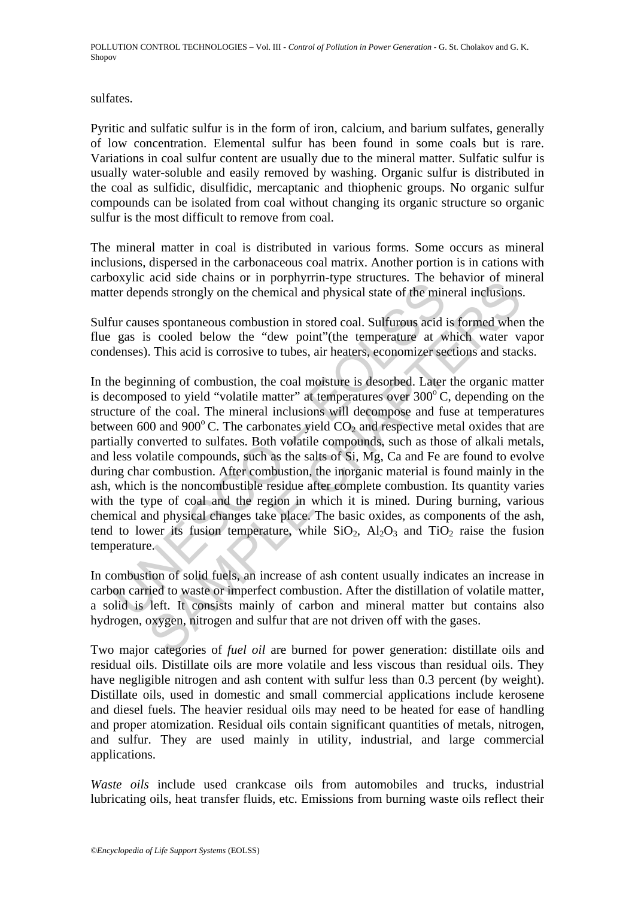sulfates.

Pyritic and sulfatic sulfur is in the form of iron, calcium, and barium sulfates, generally of low concentration. Elemental sulfur has been found in some coals but is rare. Variations in coal sulfur content are usually due to the mineral matter. Sulfatic sulfur is usually water-soluble and easily removed by washing. Organic sulfur is distributed in the coal as sulfidic, disulfidic, mercaptanic and thiophenic groups. No organic sulfur compounds can be isolated from coal without changing its organic structure so organic sulfur is the most difficult to remove from coal.

The mineral matter in coal is distributed in various forms. Some occurs as mineral inclusions, dispersed in the carbonaceous coal matrix. Another portion is in cations with carboxylic acid side chains or in porphyrrin-type structures. The behavior of mineral matter depends strongly on the chemical and physical state of the mineral inclusions.

Sulfur causes spontaneous combustion in stored coal. Sulfurous acid is formed when the flue gas is cooled below the "dew point"(the temperature at which water vapor condenses). This acid is corrosive to tubes, air heaters, economizer sections and stacks.

In the beginning of combustion, the coal moisture is desorbed. Later the organic matter is decomposed to yield "volatile matter" at temperatures over $300^{o}$ C, depending on the structure of the coal. The mineral inclusions will decompose and fuse at temperatures between 600 and $900^{o}$ C. The carbonates yield $CO_2$ and respective metal oxides that are partially converted to sulfates. Both volatile compounds, such as those of alkali metals, and less volatile compounds, such as the salts of Si, Mg, Ca and Fe are found to evolve during char combustion. After combustion, the inorganic material is found mainly in the ash, which is the noncombustible residue after complete combustion. Its quantity varies with the type of coal and the region in which it is mined. During burning, various chemical and physical changes take place. The basic oxides, as components of the ash, tend to lower its fusion temperature, while $SiO_2$, $Al_2O_3$ and $TiO_2$ raise the fusion temperature.

In combustion of solid fuels, an increase of ash content usually indicates an increase in carbon carried to waste or imperfect combustion. After the distillation of volatile matter, a solid is left. It consists mainly of carbon and mineral matter but contains also hydrogen, oxygen, nitrogen and sulfur that are not driven off with the gases.

Two major categories of *fuel oil* are burned for power generation: distillate oils and residual oils. Distillate oils are more volatile and less viscous than residual oils. They have negligible nitrogen and ash content with sulfur less than 0.3 percent (by weight). Distillate oils, used in domestic and small commercial applications include kerosene and diesel fuels. The heavier residual oils may need to be heated for ease of handling and proper atomization. Residual oils contain significant quantities of metals, nitrogen, and sulfur. They are used mainly in utility, industrial, and large commercial applications.

*Waste oils* include used crankcase oils from automobiles and trucks, industrial lubricating oils, heat transfer fluids, etc. Emissions from burning waste oils reflect their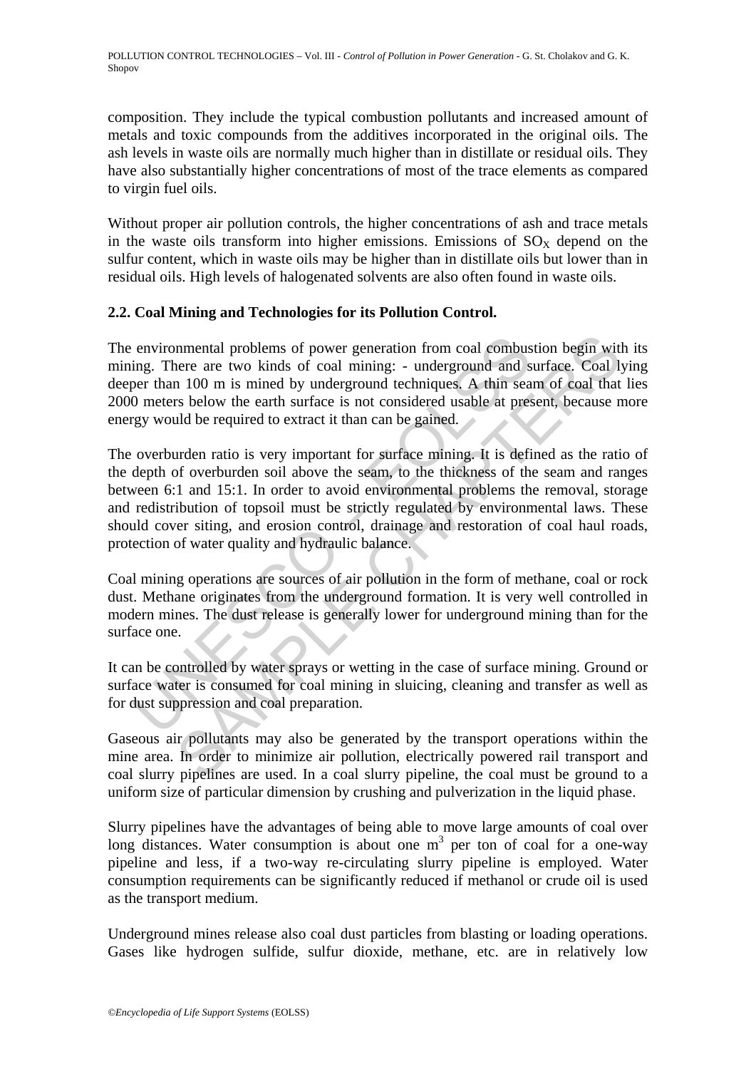composition. They include the typical combustion pollutants and increased amount of metals and toxic compounds from the additives incorporated in the original oils. The ash levels in waste oils are normally much higher than in distillate or residual oils. They have also substantially higher concentrations of most of the trace elements as compared to virgin fuel oils.

Without proper air pollution controls, the higher concentrations of ash and trace metals in the waste oils transform into higher emissions. Emissions of $SO_X$ depend on the sulfur content, which in waste oils may be higher than in distillate oils but lower than in residual oils. High levels of halogenated solvents are also often found in waste oils.

## 2.2. Coal Mining and Technologies for its Pollution Control.

The environmental problems of power generation from coal combustion begin with its mining. There are two kinds of coal mining: - underground and surface. Coal lying deeper than 100 m is mined by underground techniques. A thin seam of coal that lies 2000 meters below the earth surface is not considered usable at present, because more energy would be required to extract it than can be gained.

The overburden ratio is very important for surface mining. It is defined as the ratio of the depth of overburden soil above the seam, to the thickness of the seam and ranges between 6:1 and 15:1. In order to avoid environmental problems the removal, storage and redistribution of topsoil must be strictly regulated by environmental laws. These should cover siting, and erosion control, drainage and restoration of coal haul roads, protection of water quality and hydraulic balance.

Coal mining operations are sources of air pollution in the form of methane, coal or rock dust. Methane originates from the underground formation. It is very well controlled in modern mines. The dust release is generally lower for underground mining than for the surface one.

It can be controlled by water sprays or wetting in the case of surface mining. Ground or surface water is consumed for coal mining in sluicing, cleaning and transfer as well as for dust suppression and coal preparation.

Gaseous air pollutants may also be generated by the transport operations within the mine area. In order to minimize air pollution, electrically powered rail transport and coal slurry pipelines are used. In a coal slurry pipeline, the coal must be ground to a uniform size of particular dimension by crushing and pulverization in the liquid phase.

Slurry pipelines have the advantages of being able to move large amounts of coal over long distances. Water consumption is about one $m^3$ per ton of coal for a one-way pipeline and less, if a two-way re-circulating slurry pipeline is employed. Water consumption requirements can be significantly reduced if methanol or crude oil is used as the transport medium.

Underground mines release also coal dust particles from blasting or loading operations. Gases like hydrogen sulfide, sulfur dioxide, methane, etc. are in relatively low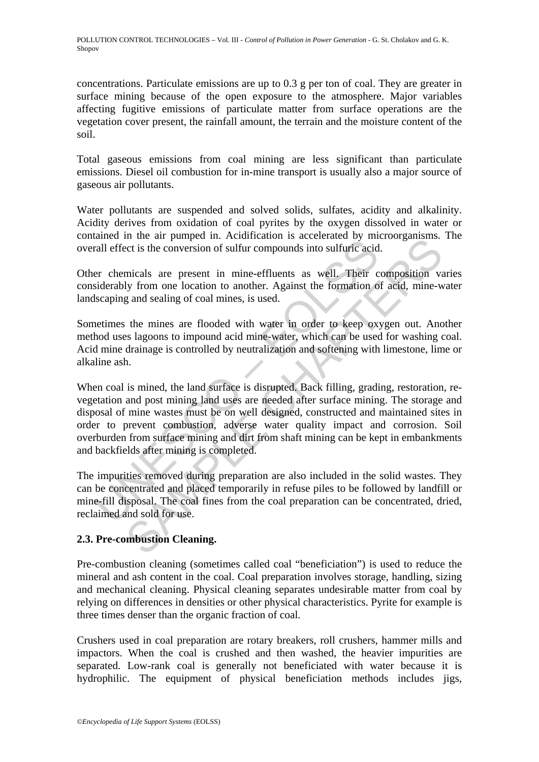concentrations. Particulate emissions are up to 0.3 g per ton of coal. They are greater in surface mining because of the open exposure to the atmosphere. Major variables affecting fugitive emissions of particulate matter from surface operations are the vegetation cover present, the rainfall amount, the terrain and the moisture content of the soil.

Total gaseous emissions from coal mining are less significant than particulate emissions. Diesel oil combustion for in-mine transport is usually also a major source of gaseous air pollutants.

Water pollutants are suspended and solved solids, sulfates, acidity and alkalinity. Acidity derives from oxidation of coal pyrites by the oxygen dissolved in water or contained in the air pumped in. Acidification is accelerated by microorganisms. The overall effect is the conversion of sulfur compounds into sulfuric acid.

Other chemicals are present in mine-effluents as well. Their composition varies considerably from one location to another. Against the formation of acid, mine-water landscaping and sealing of coal mines, is used.

Sometimes the mines are flooded with water in order to keep oxygen out. Another method uses lagoons to impound acid mine-water, which can be used for washing coal. Acid mine drainage is controlled by neutralization and softening with limestone, lime or alkaline ash.

When coal is mined, the land surface is disrupted. Back filling, grading, restoration, re-vegetation and post mining land uses are needed after surface mining. The storage and disposal of mine wastes must be on well designed, constructed and maintained sites in order to prevent combustion, adverse water quality impact and corrosion. Soil overburden from surface mining and dirt from shaft mining can be kept in embankments and backfields after mining is completed.

The impurities removed during preparation are also included in the solid wastes. They can be concentrated and placed temporarily in refuse piles to be followed by landfill or mine-fill disposal. The coal fines from the coal preparation can be concentrated, dried, reclaimed and sold for use.

### 2.3. Pre-combustion Cleaning.

Pre-combustion cleaning (sometimes called coal "beneficiation") is used to reduce the mineral and ash content in the coal. Coal preparation involves storage, handling, sizing and mechanical cleaning. Physical cleaning separates undesirable matter from coal by relying on differences in densities or other physical characteristics. Pyrite for example is three times denser than the organic fraction of coal.

Crushers used in coal preparation are rotary breakers, roll crushers, hammer mills and impactors. When the coal is crushed and then washed, the heavier impurities are separated. Low-rank coal is generally not beneficiated with water because it is hydrophilic. The equipment of physical beneficiation methods includes jigs,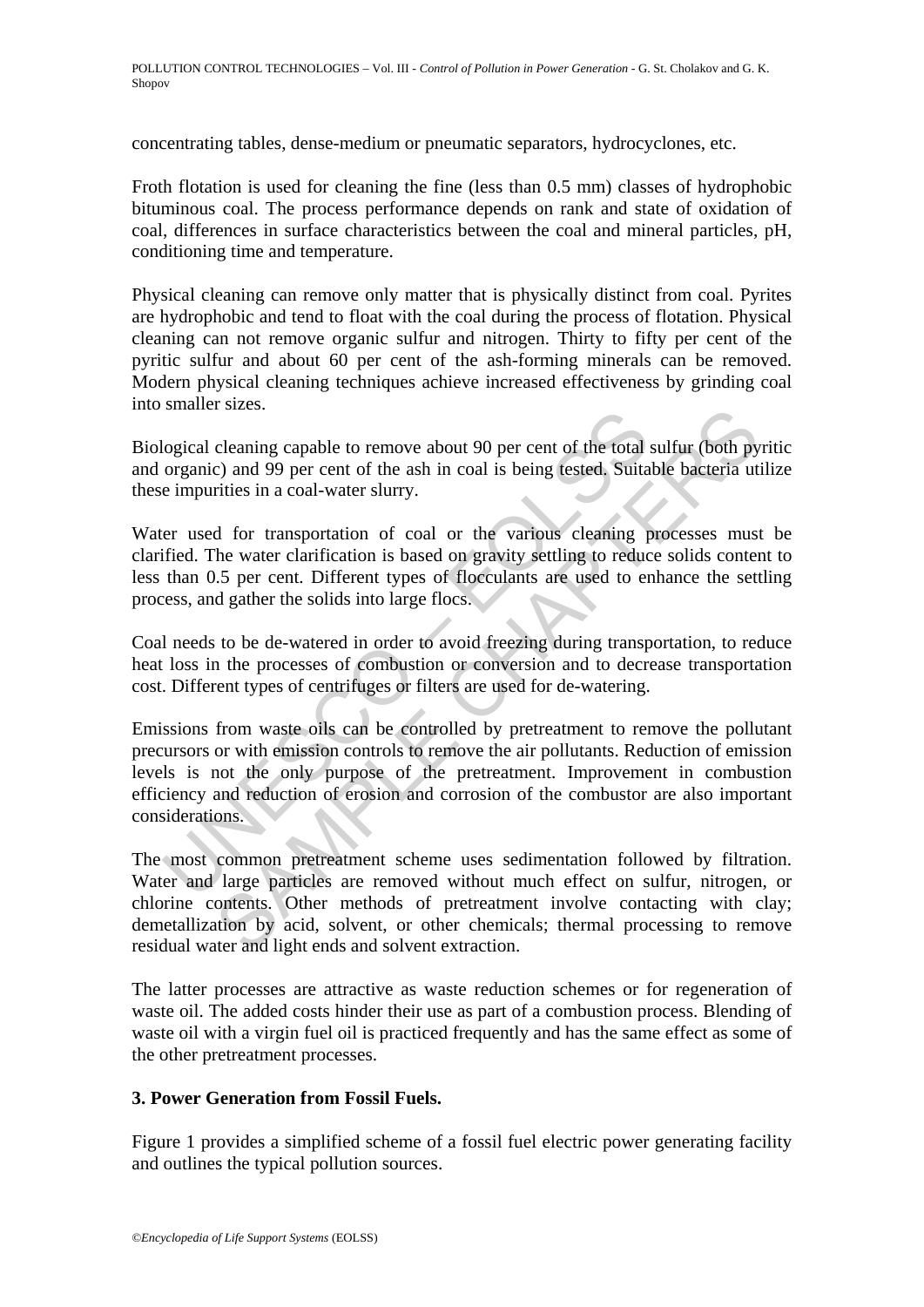concentrating tables, dense-medium or pneumatic separators, hydrocyclones, etc.

Froth flotation is used for cleaning the fine (less than 0.5 mm) classes of hydrophobic bituminous coal. The process performance depends on rank and state of oxidation of coal, differences in surface characteristics between the coal and mineral particles, pH, conditioning time and temperature.

Physical cleaning can remove only matter that is physically distinct from coal. Pyrites are hydrophobic and tend to float with the coal during the process of flotation. Physical cleaning can not remove organic sulfur and nitrogen. Thirty to fifty per cent of the pyritic sulfur and about 60 per cent of the ash-forming minerals can be removed. Modern physical cleaning techniques achieve increased effectiveness by grinding coal into smaller sizes.

Biological cleaning capable to remove about 90 per cent of the total sulfur (both pyritic and organic) and 99 per cent of the ash in coal is being tested. Suitable bacteria utilize these impurities in a coal-water slurry.

Water used for transportation of coal or the various cleaning processes must be clarified. The water clarification is based on gravity settling to reduce solids content to less than 0.5 per cent. Different types of flocculants are used to enhance the settling process, and gather the solids into large flocs.

Coal needs to be de-watered in order to avoid freezing during transportation, to reduce heat loss in the processes of combustion or conversion and to decrease transportation cost. Different types of centrifuges or filters are used for de-watering.

Emissions from waste oils can be controlled by pretreatment to remove the pollutant precursors or with emission controls to remove the air pollutants. Reduction of emission levels is not the only purpose of the pretreatment. Improvement in combustion efficiency and reduction of erosion and corrosion of the combustor are also important considerations.

The most common pretreatment scheme uses sedimentation followed by filtration. Water and large particles are removed without much effect on sulfur, nitrogen, or chlorine contents. Other methods of pretreatment involve contacting with clay; demetallization by acid, solvent, or other chemicals; thermal processing to remove residual water and light ends and solvent extraction.

The latter processes are attractive as waste reduction schemes or for regeneration of waste oil. The added costs hinder their use as part of a combustion process. Blending of waste oil with a virgin fuel oil is practiced frequently and has the same effect as some of the other pretreatment processes.

## 3. Power Generation from Fossil Fuels.

Figure 1 provides a simplified scheme of a fossil fuel electric power generating facility and outlines the typical pollution sources.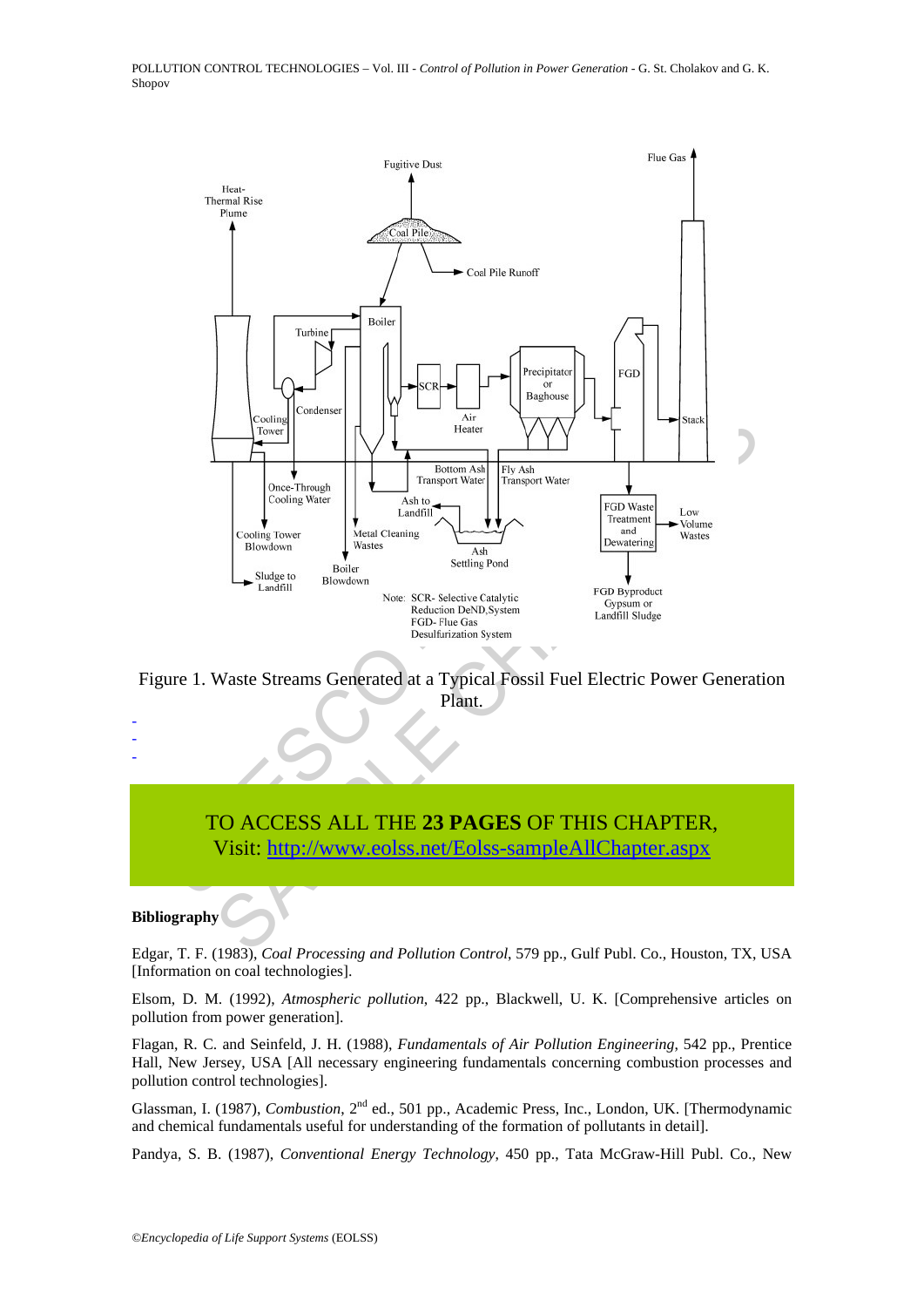Figure 1. Waste Streams Generated at a Typical Fossil Fuel Electric Power Generation Plant.

-
-
-

TO ACCESS ALL THE **23 PAGES** OF THIS CHAPTER,
Visit: http://www.eolss.net/Eolss-sampleAllChapter.aspx

**Bibliography**

Edgar, T. F. (1983), *Coal Processing and Pollution Control*, 579 pp., Gulf Publ. Co., Houston, TX, USA [Information on coal technologies].

Elsom, D. M. (1992), *Atmospheric pollution*, 422 pp., Blackwell, U. K. [Comprehensive articles on pollution from power generation].

Flagan, R. C. and Seinfeld, J. H. (1988), *Fundamentals of Air Pollution Engineering*, 542 pp., Prentice Hall, New Jersey, USA [All necessary engineering fundamentals concerning combustion processes and pollution control technologies].

Glassman, I. (1987), *Combustion*, 2nd ed., 501 pp., Academic Press, Inc., London, UK. [Thermodynamic and chemical fundamentals useful for understanding of the formation of pollutants in detail].

Pandya, S. B. (1987), *Conventional Energy Technology*, 450 pp., Tata McGraw-Hill Publ. Co., New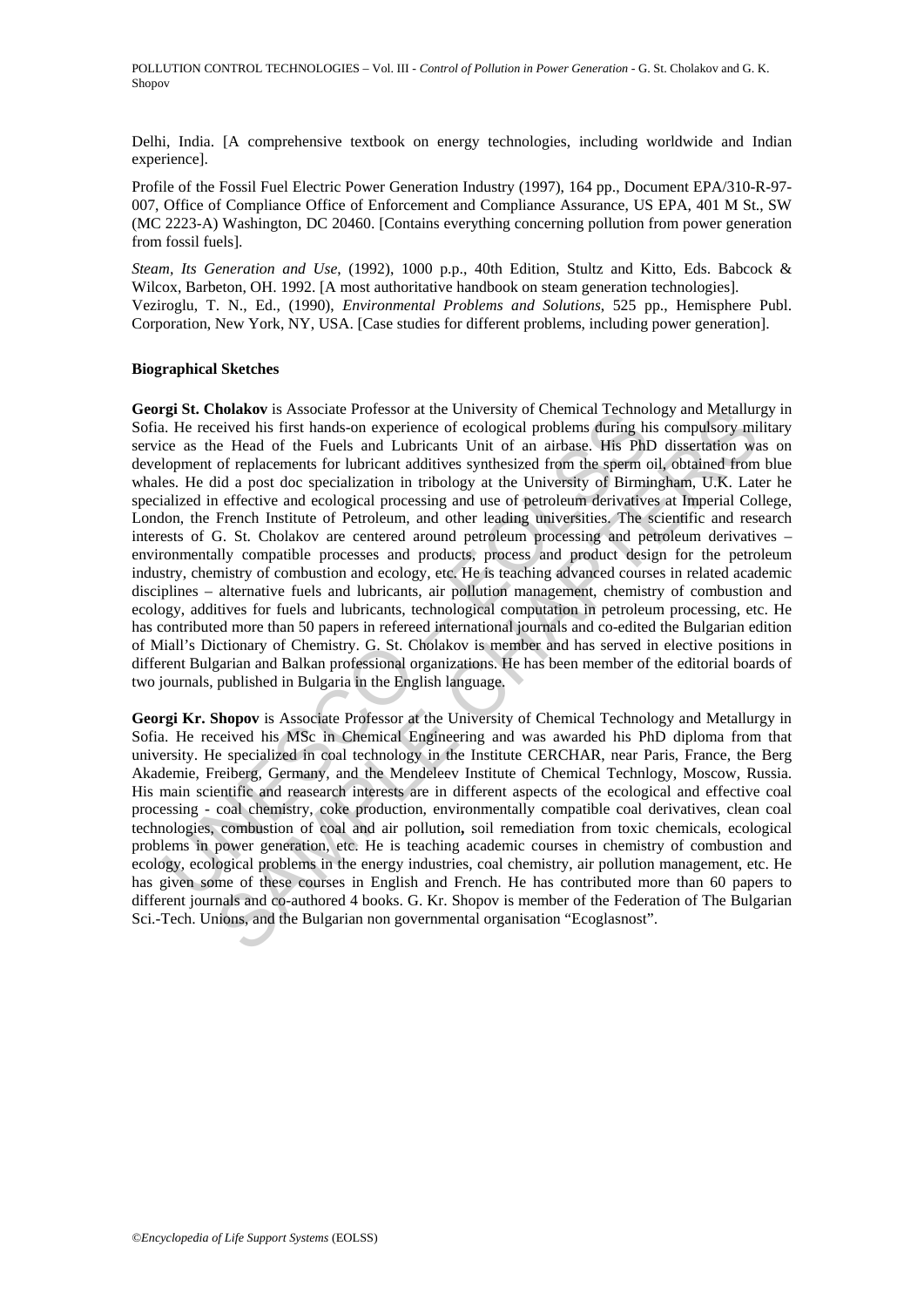Delhi, India. [A comprehensive textbook on energy technologies, including worldwide and Indian experience].

Profile of the Fossil Fuel Electric Power Generation Industry (1997), 164 pp., Document EPA/310-R-97-007, Office of Compliance Office of Enforcement and Compliance Assurance, US EPA, 401 M St., SW (MC 2223-A) Washington, DC 20460. [Contains everything concerning pollution from power generation from fossil fuels].

*Steam, Its Generation and Use*, (1992), 1000 p.p., 40th Edition, Stultz and Kitto, Eds. Babcock & Wilcox, Barbeton, OH. 1992. [A most authoritative handbook on steam generation technologies].

Veziroglu, T. N., Ed., (1990), *Environmental Problems and Solutions*, 525 pp., Hemisphere Publ. Corporation, New York, NY, USA. [Case studies for different problems, including power generation].

**Biographical Sketches**

**Georgi St. Cholakov** is Associate Professor at the University of Chemical Technology and Metallurgy in Sofia. He received his first hands-on experience of ecological problems during his compulsory military service as the Head of the Fuels and Lubricants Unit of an airbase. His PhD dissertation was on development of replacements for lubricant additives synthesized from the sperm oil, obtained from blue whales. He did a post doc specialization in tribology at the University of Birmingham, U.K. Later he specialized in effective and ecological processing and use of petroleum derivatives at Imperial College, London, the French Institute of Petroleum, and other leading universities. The scientific and research interests of G. St. Cholakov are centered around petroleum processing and petroleum derivatives – environmentally compatible processes and products, process and product design for the petroleum industry, chemistry of combustion and ecology, etc. He is teaching advanced courses in related academic disciplines – alternative fuels and lubricants, air pollution management, chemistry of combustion and ecology, additives for fuels and lubricants, technological computation in petroleum processing, etc. He has contributed more than 50 papers in refereed international journals and co-edited the Bulgarian edition of Miall's Dictionary of Chemistry. G. St. Cholakov is member and has served in elective positions in different Bulgarian and Balkan professional organizations. He has been member of the editorial boards of two journals, published in Bulgaria in the English language.

**Georgi Kr. Shopov** is Associate Professor at the University of Chemical Technology and Metallurgy in Sofia. He received his MSc in Chemical Engineering and was awarded his PhD diploma from that university. He specialized in coal technology in the Institute CERCHAR, near Paris, France, the Berg Akademie, Freiberg, Germany, and the Mendeleev Institute of Chemical Technlogy, Moscow, Russia. His main scientific and reasearch interests are in different aspects of the ecological and effective coal processing - coal chemistry, coke production, environmentally compatible coal derivatives, clean coal technologies, combustion of coal and air pollution**,** soil remediation from toxic chemicals, ecological problems in power generation, etc. He is teaching academic courses in chemistry of combustion and ecology, ecological problems in the energy industries, coal chemistry, air pollution management, etc. He has given some of these courses in English and French. He has contributed more than 60 papers to different journals and co-authored 4 books. G. Kr. Shopov is member of the Federation of The Bulgarian Sci.-Tech. Unions, and the Bulgarian non governmental organisation "Ecoglasnost".